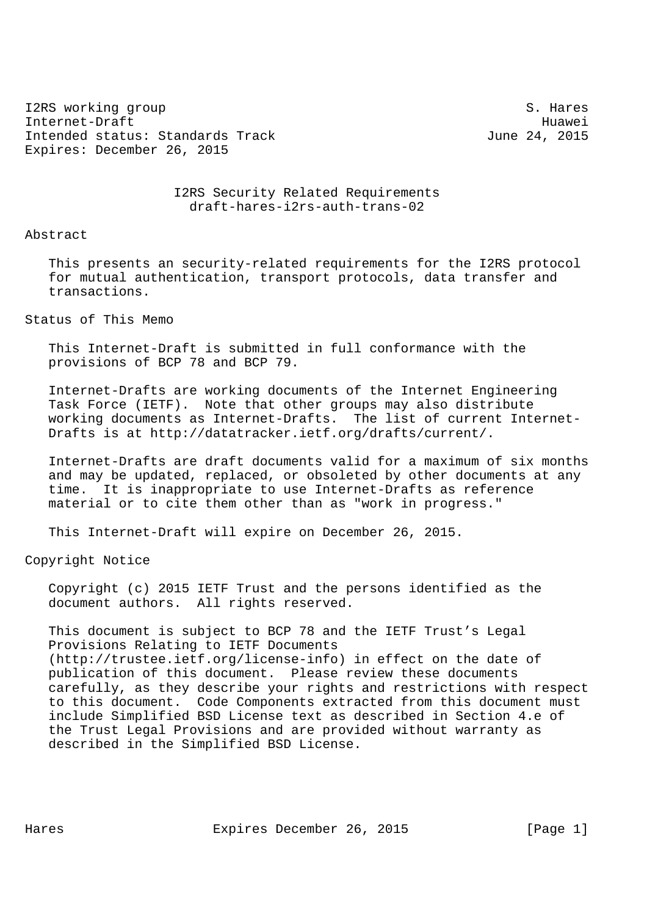I2RS working group S. Hares
Internet-Draft Huawei
Intended status: Standards Track June 24, 2015
Expires: December 26, 2015

# I2RS Security Related Requirements
draft-hares-i2rs-auth-trans-02

## Abstract

This presents an security-related requirements for the I2RS protocol for mutual authentication, transport protocols, data transfer and transactions.

## Status of This Memo

This Internet-Draft is submitted in full conformance with the provisions of BCP 78 and BCP 79.

Internet-Drafts are working documents of the Internet Engineering Task Force (IETF). Note that other groups may also distribute working documents as Internet-Drafts. The list of current Internet-Drafts is at http://datatracker.ietf.org/drafts/current/.

Internet-Drafts are draft documents valid for a maximum of six months and may be updated, replaced, or obsoleted by other documents at any time. It is inappropriate to use Internet-Drafts as reference material or to cite them other than as "work in progress."

This Internet-Draft will expire on December 26, 2015.

## Copyright Notice

Copyright (c) 2015 IETF Trust and the persons identified as the document authors. All rights reserved.

This document is subject to BCP 78 and the IETF Trust's Legal Provisions Relating to IETF Documents (http://trustee.ietf.org/license-info) in effect on the date of publication of this document. Please review these documents carefully, as they describe your rights and restrictions with respect to this document. Code Components extracted from this document must include Simplified BSD License text as described in Section 4.e of the Trust Legal Provisions and are provided without warranty as described in the Simplified BSD License.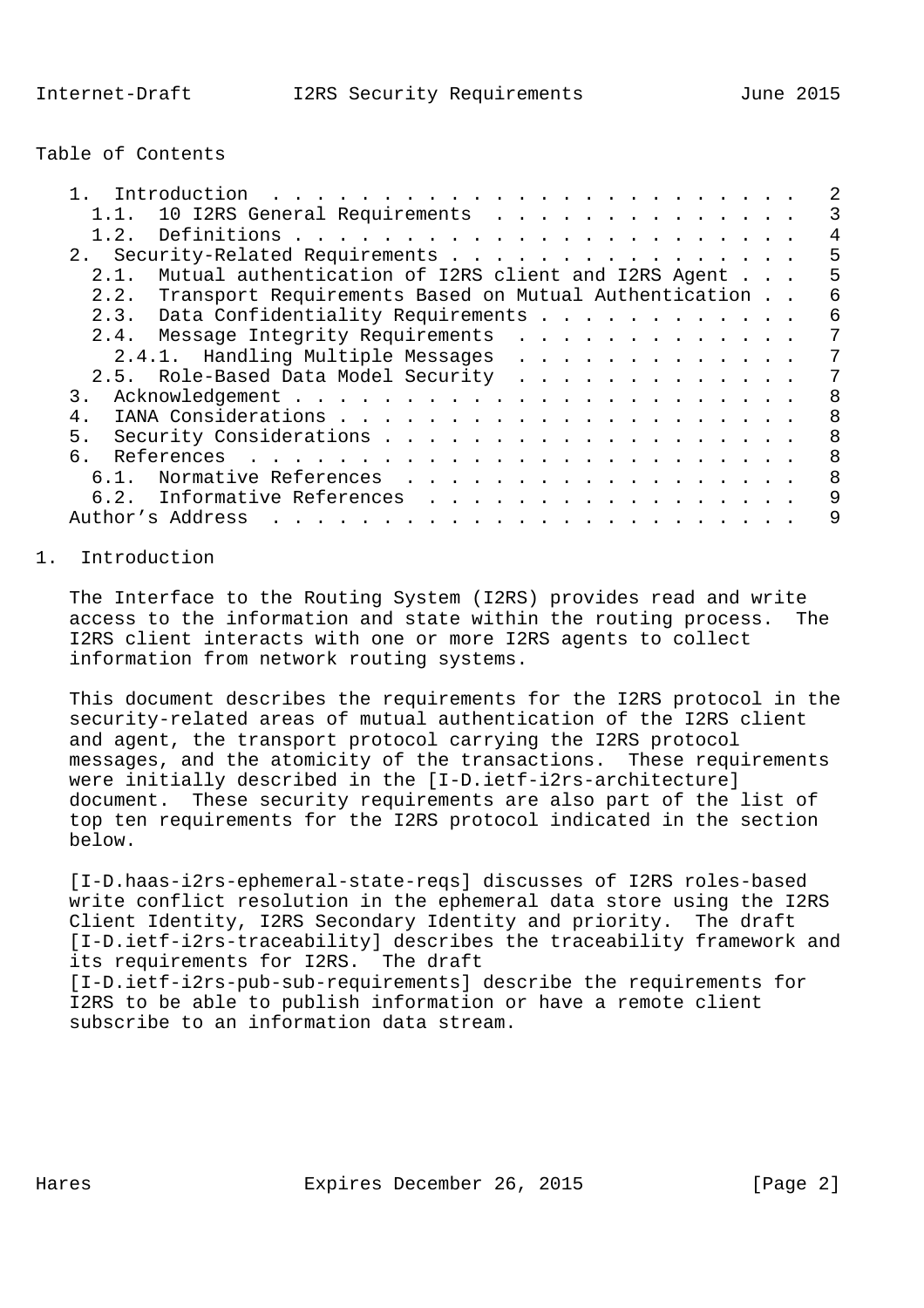## Table of Contents

- 1. Introduction . . . 2
  - 1.1. 10 I2RS General Requirements . . . 3
  - 1.2. Definitions . . . 4
- 2. Security-Related Requirements . . . 5
  - 2.1. Mutual authentication of I2RS client and I2RS Agent . . . 5
  - 2.2. Transport Requirements Based on Mutual Authentication . . . 6
  - 2.3. Data Confidentiality Requirements . . . 6
  - 2.4. Message Integrity Requirements . . . 7
    - 2.4.1. Handling Multiple Messages . . . 7
  - 2.5. Role-Based Data Model Security . . . 7
- 3. Acknowledgement . . . 8
- 4. IANA Considerations . . . 8
- 5. Security Considerations . . . 8
- 6. References . . . 8
  - 6.1. Normative References . . . 8
  - 6.2. Informative References . . . 9
- Author's Address . . . 9

# 1. Introduction

The Interface to the Routing System (I2RS) provides read and write access to the information and state within the routing process. The I2RS client interacts with one or more I2RS agents to collect information from network routing systems.

This document describes the requirements for the I2RS protocol in the security-related areas of mutual authentication of the I2RS client and agent, the transport protocol carrying the I2RS protocol messages, and the atomicity of the transactions. These requirements were initially described in the [I-D.ietf-i2rs-architecture] document. These security requirements are also part of the list of top ten requirements for the I2RS protocol indicated in the section below.

[I-D.haas-i2rs-ephemeral-state-reqs] discusses of I2RS roles-based write conflict resolution in the ephemeral data store using the I2RS Client Identity, I2RS Secondary Identity and priority. The draft [I-D.ietf-i2rs-traceability] describes the traceability framework and its requirements for I2RS. The draft [I-D.ietf-i2rs-pub-sub-requirements] describe the requirements for I2RS to be able to publish information or have a remote client subscribe to an information data stream.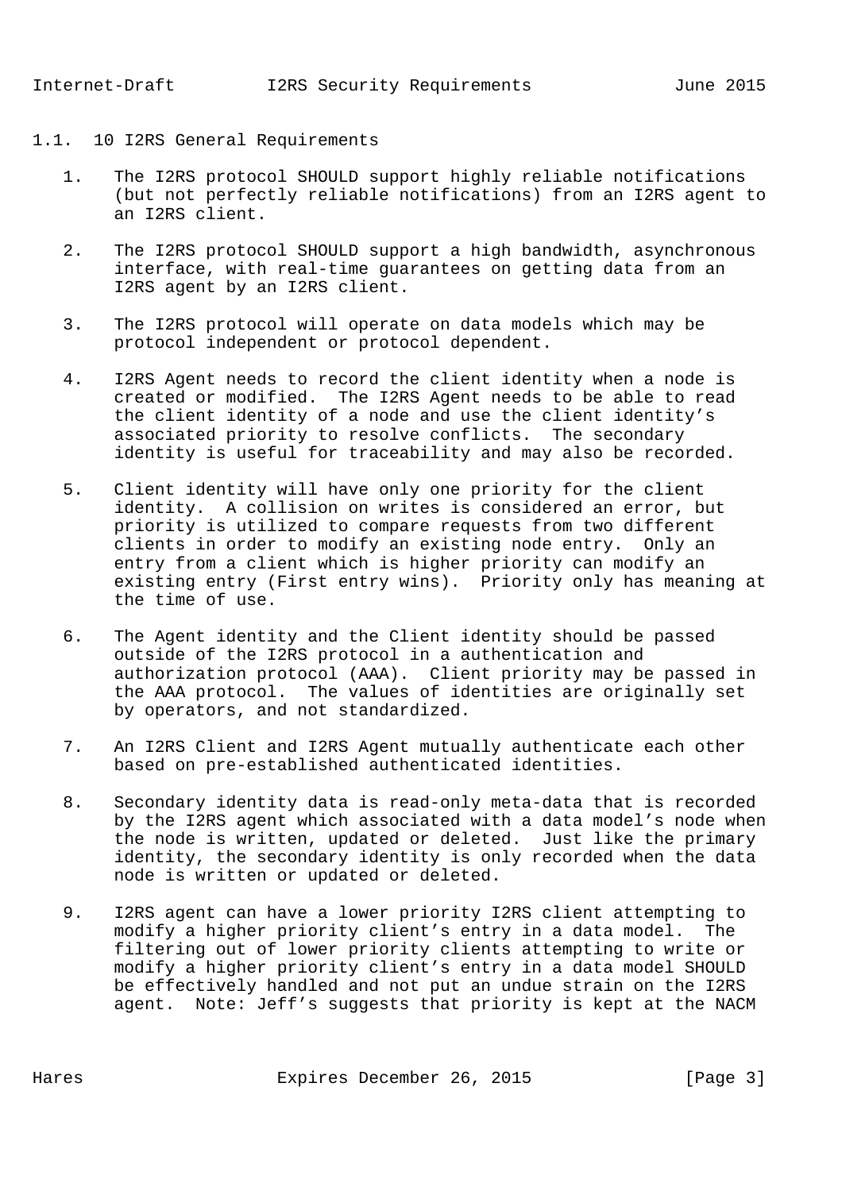## 1.1. 10 I2RS General Requirements

1. The I2RS protocol SHOULD support highly reliable notifications (but not perfectly reliable notifications) from an I2RS agent to an I2RS client.

2. The I2RS protocol SHOULD support a high bandwidth, asynchronous interface, with real-time guarantees on getting data from an I2RS agent by an I2RS client.

3. The I2RS protocol will operate on data models which may be protocol independent or protocol dependent.

4. I2RS Agent needs to record the client identity when a node is created or modified. The I2RS Agent needs to be able to read the client identity of a node and use the client identity's associated priority to resolve conflicts. The secondary identity is useful for traceability and may also be recorded.

5. Client identity will have only one priority for the client identity. A collision on writes is considered an error, but priority is utilized to compare requests from two different clients in order to modify an existing node entry. Only an entry from a client which is higher priority can modify an existing entry (First entry wins). Priority only has meaning at the time of use.

6. The Agent identity and the Client identity should be passed outside of the I2RS protocol in a authentication and authorization protocol (AAA). Client priority may be passed in the AAA protocol. The values of identities are originally set by operators, and not standardized.

7. An I2RS Client and I2RS Agent mutually authenticate each other based on pre-established authenticated identities.

8. Secondary identity data is read-only meta-data that is recorded by the I2RS agent which associated with a data model's node when the node is written, updated or deleted. Just like the primary identity, the secondary identity is only recorded when the data node is written or updated or deleted.

9. I2RS agent can have a lower priority I2RS client attempting to modify a higher priority client's entry in a data model. The filtering out of lower priority clients attempting to write or modify a higher priority client's entry in a data model SHOULD be effectively handled and not put an undue strain on the I2RS agent. Note: Jeff's suggests that priority is kept at the NACM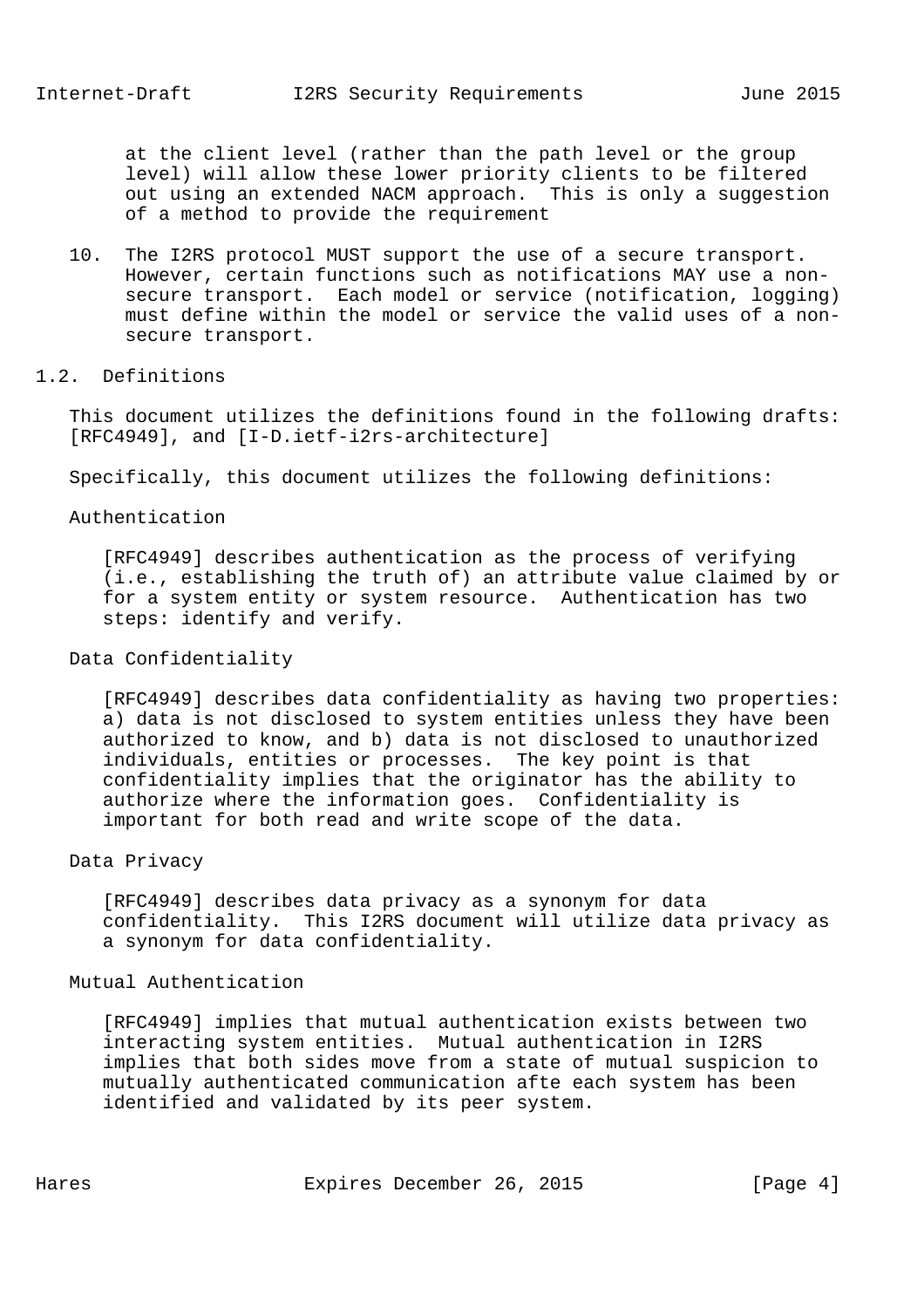at the client level (rather than the path level or the group level) will allow these lower priority clients to be filtered out using an extended NACM approach. This is only a suggestion of a method to provide the requirement

10. The I2RS protocol MUST support the use of a secure transport. However, certain functions such as notifications MAY use a non-secure transport. Each model or service (notification, logging) must define within the model or service the valid uses of a non-secure transport.

## 1.2. Definitions

This document utilizes the definitions found in the following drafts: [RFC4949], and [I-D.ietf-i2rs-architecture]

Specifically, this document utilizes the following definitions:

Authentication

[RFC4949] describes authentication as the process of verifying (i.e., establishing the truth of) an attribute value claimed by or for a system entity or system resource. Authentication has two steps: identify and verify.

Data Confidentiality

[RFC4949] describes data confidentiality as having two properties: a) data is not disclosed to system entities unless they have been authorized to know, and b) data is not disclosed to unauthorized individuals, entities or processes. The key point is that confidentiality implies that the originator has the ability to authorize where the information goes. Confidentiality is important for both read and write scope of the data.

Data Privacy

[RFC4949] describes data privacy as a synonym for data confidentiality. This I2RS document will utilize data privacy as a synonym for data confidentiality.

Mutual Authentication

[RFC4949] implies that mutual authentication exists between two interacting system entities. Mutual authentication in I2RS implies that both sides move from a state of mutual suspicion to mutually authenticated communication afte each system has been identified and validated by its peer system.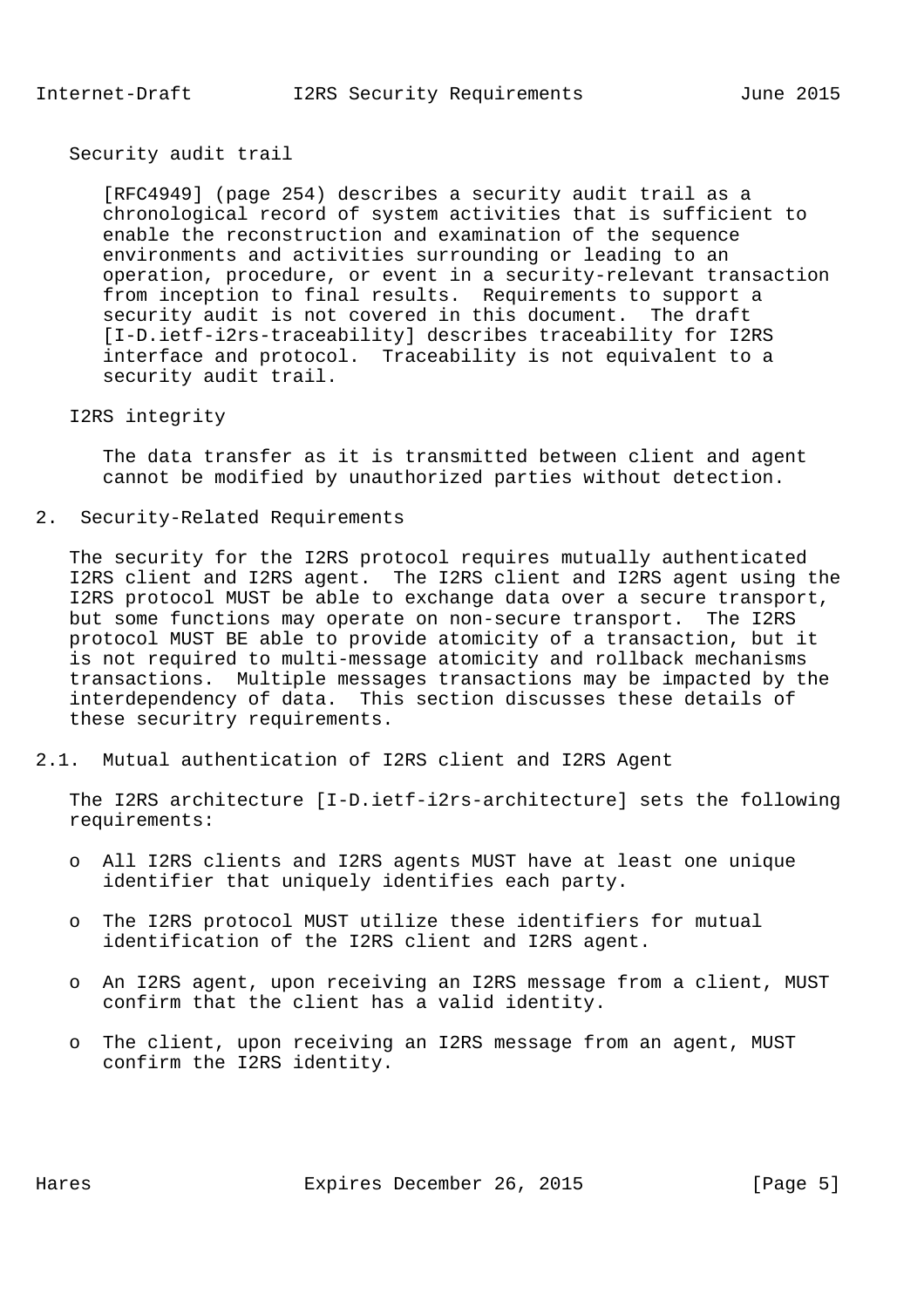Security audit trail

[RFC4949] (page 254) describes a security audit trail as a chronological record of system activities that is sufficient to enable the reconstruction and examination of the sequence environments and activities surrounding or leading to an operation, procedure, or event in a security-relevant transaction from inception to final results. Requirements to support a security audit is not covered in this document. The draft [I-D.ietf-i2rs-traceability] describes traceability for I2RS interface and protocol. Traceability is not equivalent to a security audit trail.

I2RS integrity

The data transfer as it is transmitted between client and agent cannot be modified by unauthorized parties without detection.

## 2. Security-Related Requirements

The security for the I2RS protocol requires mutually authenticated I2RS client and I2RS agent. The I2RS client and I2RS agent using the I2RS protocol MUST be able to exchange data over a secure transport, but some functions may operate on non-secure transport. The I2RS protocol MUST BE able to provide atomicity of a transaction, but it is not required to multi-message atomicity and rollback mechanisms transactions. Multiple messages transactions may be impacted by the interdependency of data. This section discusses these details of these securitry requirements.

### 2.1. Mutual authentication of I2RS client and I2RS Agent

The I2RS architecture [I-D.ietf-i2rs-architecture] sets the following requirements:

- All I2RS clients and I2RS agents MUST have at least one unique identifier that uniquely identifies each party.
- The I2RS protocol MUST utilize these identifiers for mutual identification of the I2RS client and I2RS agent.
- An I2RS agent, upon receiving an I2RS message from a client, MUST confirm that the client has a valid identity.
- The client, upon receiving an I2RS message from an agent, MUST confirm the I2RS identity.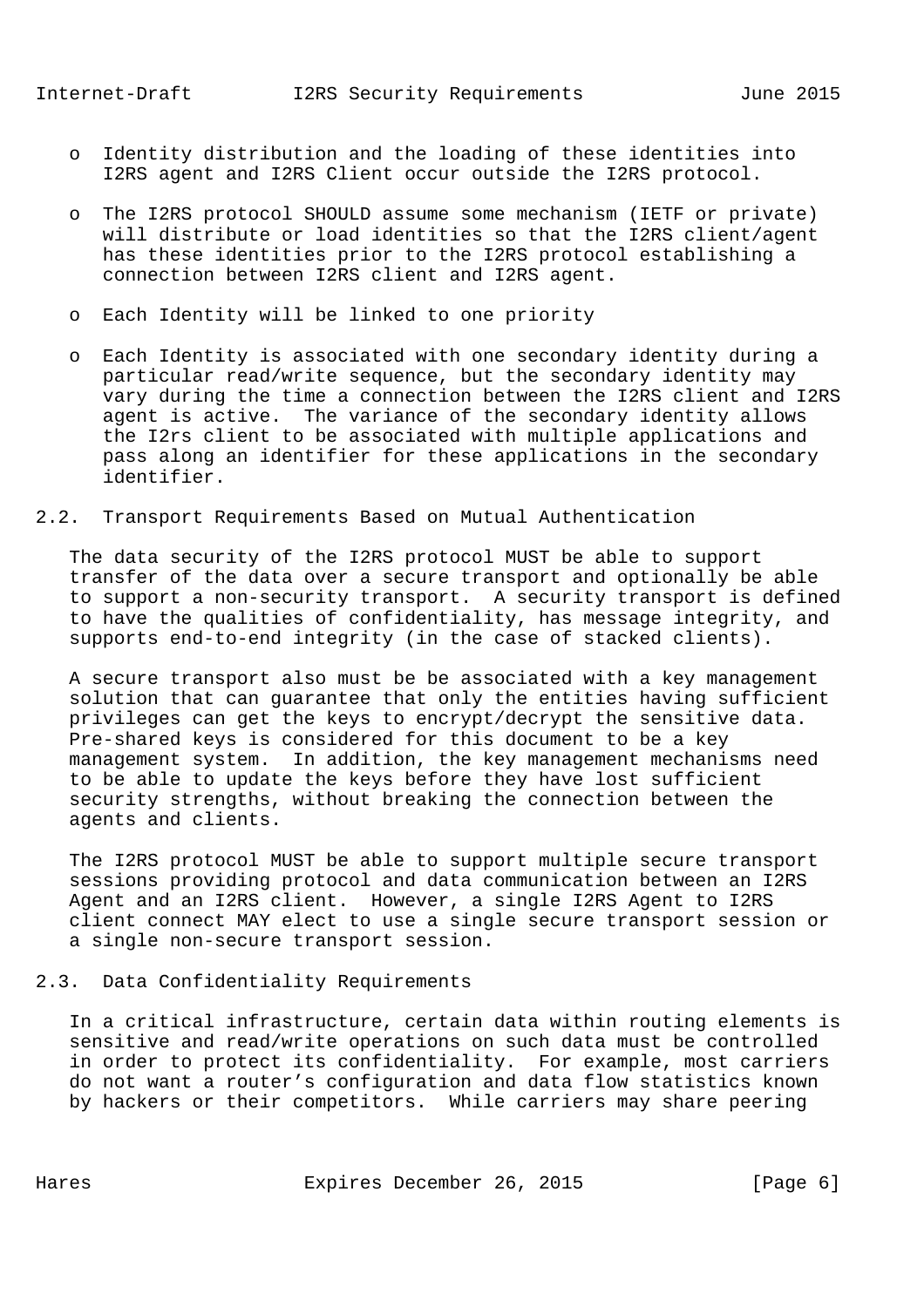- Identity distribution and the loading of these identities into I2RS agent and I2RS Client occur outside the I2RS protocol.

- The I2RS protocol SHOULD assume some mechanism (IETF or private) will distribute or load identities so that the I2RS client/agent has these identities prior to the I2RS protocol establishing a connection between I2RS client and I2RS agent.

- Each Identity will be linked to one priority

- Each Identity is associated with one secondary identity during a particular read/write sequence, but the secondary identity may vary during the time a connection between the I2RS client and I2RS agent is active. The variance of the secondary identity allows the I2rs client to be associated with multiple applications and pass along an identifier for these applications in the secondary identifier.

## 2.2. Transport Requirements Based on Mutual Authentication

The data security of the I2RS protocol MUST be able to support transfer of the data over a secure transport and optionally be able to support a non-security transport. A security transport is defined to have the qualities of confidentiality, has message integrity, and supports end-to-end integrity (in the case of stacked clients).

A secure transport also must be be associated with a key management solution that can guarantee that only the entities having sufficient privileges can get the keys to encrypt/decrypt the sensitive data. Pre-shared keys is considered for this document to be a key management system. In addition, the key management mechanisms need to be able to update the keys before they have lost sufficient security strengths, without breaking the connection between the agents and clients.

The I2RS protocol MUST be able to support multiple secure transport sessions providing protocol and data communication between an I2RS Agent and an I2RS client. However, a single I2RS Agent to I2RS client connect MAY elect to use a single secure transport session or a single non-secure transport session.

## 2.3. Data Confidentiality Requirements

In a critical infrastructure, certain data within routing elements is sensitive and read/write operations on such data must be controlled in order to protect its confidentiality. For example, most carriers do not want a router's configuration and data flow statistics known by hackers or their competitors. While carriers may share peering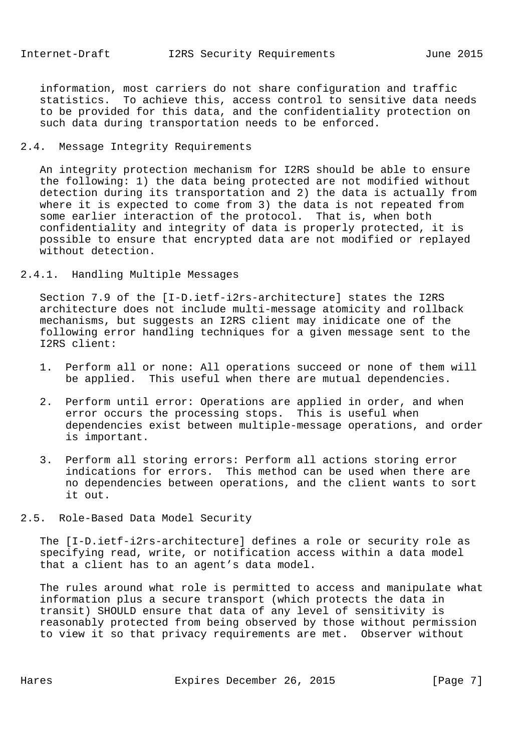information, most carriers do not share configuration and traffic statistics. To achieve this, access control to sensitive data needs to be provided for this data, and the confidentiality protection on such data during transportation needs to be enforced.

### 2.4. Message Integrity Requirements

An integrity protection mechanism for I2RS should be able to ensure the following: 1) the data being protected are not modified without detection during its transportation and 2) the data is actually from where it is expected to come from 3) the data is not repeated from some earlier interaction of the protocol. That is, when both confidentiality and integrity of data is properly protected, it is possible to ensure that encrypted data are not modified or replayed without detection.

#### 2.4.1. Handling Multiple Messages

Section 7.9 of the [I-D.ietf-i2rs-architecture] states the I2RS architecture does not include multi-message atomicity and rollback mechanisms, but suggests an I2RS client may inidicate one of the following error handling techniques for a given message sent to the I2RS client:

1. Perform all or none: All operations succeed or none of them will be applied. This useful when there are mutual dependencies.

2. Perform until error: Operations are applied in order, and when error occurs the processing stops. This is useful when dependencies exist between multiple-message operations, and order is important.

3. Perform all storing errors: Perform all actions storing error indications for errors. This method can be used when there are no dependencies between operations, and the client wants to sort it out.

### 2.5. Role-Based Data Model Security

The [I-D.ietf-i2rs-architecture] defines a role or security role as specifying read, write, or notification access within a data model that a client has to an agent's data model.

The rules around what role is permitted to access and manipulate what information plus a secure transport (which protects the data in transit) SHOULD ensure that data of any level of sensitivity is reasonably protected from being observed by those without permission to view it so that privacy requirements are met. Observer without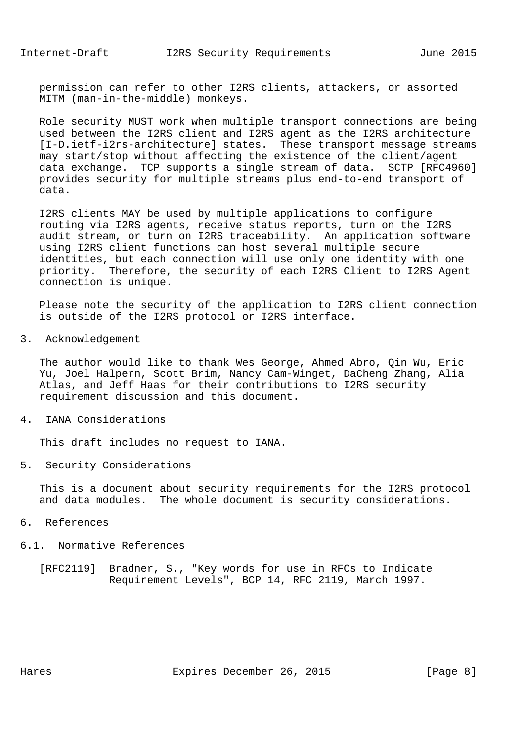permission can refer to other I2RS clients, attackers, or assorted MITM (man-in-the-middle) monkeys.

Role security MUST work when multiple transport connections are being used between the I2RS client and I2RS agent as the I2RS architecture [I-D.ietf-i2rs-architecture] states. These transport message streams may start/stop without affecting the existence of the client/agent data exchange. TCP supports a single stream of data. SCTP [RFC4960] provides security for multiple streams plus end-to-end transport of data.

I2RS clients MAY be used by multiple applications to configure routing via I2RS agents, receive status reports, turn on the I2RS audit stream, or turn on I2RS traceability. An application software using I2RS client functions can host several multiple secure identities, but each connection will use only one identity with one priority. Therefore, the security of each I2RS Client to I2RS Agent connection is unique.

Please note the security of the application to I2RS client connection is outside of the I2RS protocol or I2RS interface.

## 3. Acknowledgement

The author would like to thank Wes George, Ahmed Abro, Qin Wu, Eric Yu, Joel Halpern, Scott Brim, Nancy Cam-Winget, DaCheng Zhang, Alia Atlas, and Jeff Haas for their contributions to I2RS security requirement discussion and this document.

## 4. IANA Considerations

This draft includes no request to IANA.

## 5. Security Considerations

This is a document about security requirements for the I2RS protocol and data modules. The whole document is security considerations.

## 6. References

### 6.1. Normative References

[RFC2119] Bradner, S., "Key words for use in RFCs to Indicate Requirement Levels", BCP 14, RFC 2119, March 1997.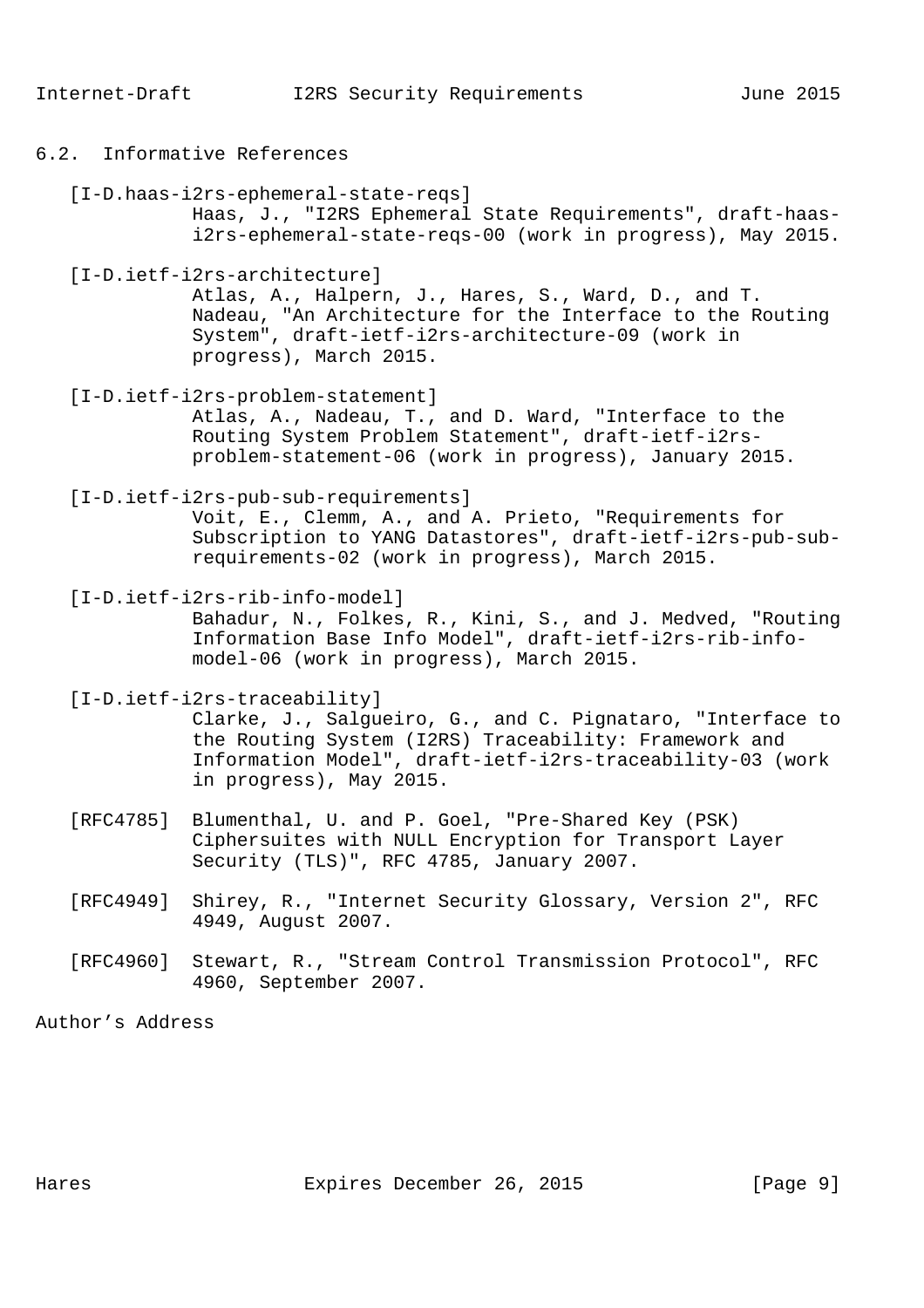## 6.2. Informative References

[I-D.haas-i2rs-ephemeral-state-reqs]
Haas, J., "I2RS Ephemeral State Requirements", draft-haas-i2rs-ephemeral-state-reqs-00 (work in progress), May 2015.

[I-D.ietf-i2rs-architecture]
Atlas, A., Halpern, J., Hares, S., Ward, D., and T. Nadeau, "An Architecture for the Interface to the Routing System", draft-ietf-i2rs-architecture-09 (work in progress), March 2015.

[I-D.ietf-i2rs-problem-statement]
Atlas, A., Nadeau, T., and D. Ward, "Interface to the Routing System Problem Statement", draft-ietf-i2rs-problem-statement-06 (work in progress), January 2015.

[I-D.ietf-i2rs-pub-sub-requirements]
Voit, E., Clemm, A., and A. Prieto, "Requirements for Subscription to YANG Datastores", draft-ietf-i2rs-pub-sub-requirements-02 (work in progress), March 2015.

[I-D.ietf-i2rs-rib-info-model]
Bahadur, N., Folkes, R., Kini, S., and J. Medved, "Routing Information Base Info Model", draft-ietf-i2rs-rib-info-model-06 (work in progress), March 2015.

[I-D.ietf-i2rs-traceability]
Clarke, J., Salgueiro, G., and C. Pignataro, "Interface to the Routing System (I2RS) Traceability: Framework and Information Model", draft-ietf-i2rs-traceability-03 (work in progress), May 2015.

[RFC4785] Blumenthal, U. and P. Goel, "Pre-Shared Key (PSK) Ciphersuites with NULL Encryption for Transport Layer Security (TLS)", RFC 4785, January 2007.

[RFC4949] Shirey, R., "Internet Security Glossary, Version 2", RFC 4949, August 2007.

[RFC4960] Stewart, R., "Stream Control Transmission Protocol", RFC 4960, September 2007.

Author's Address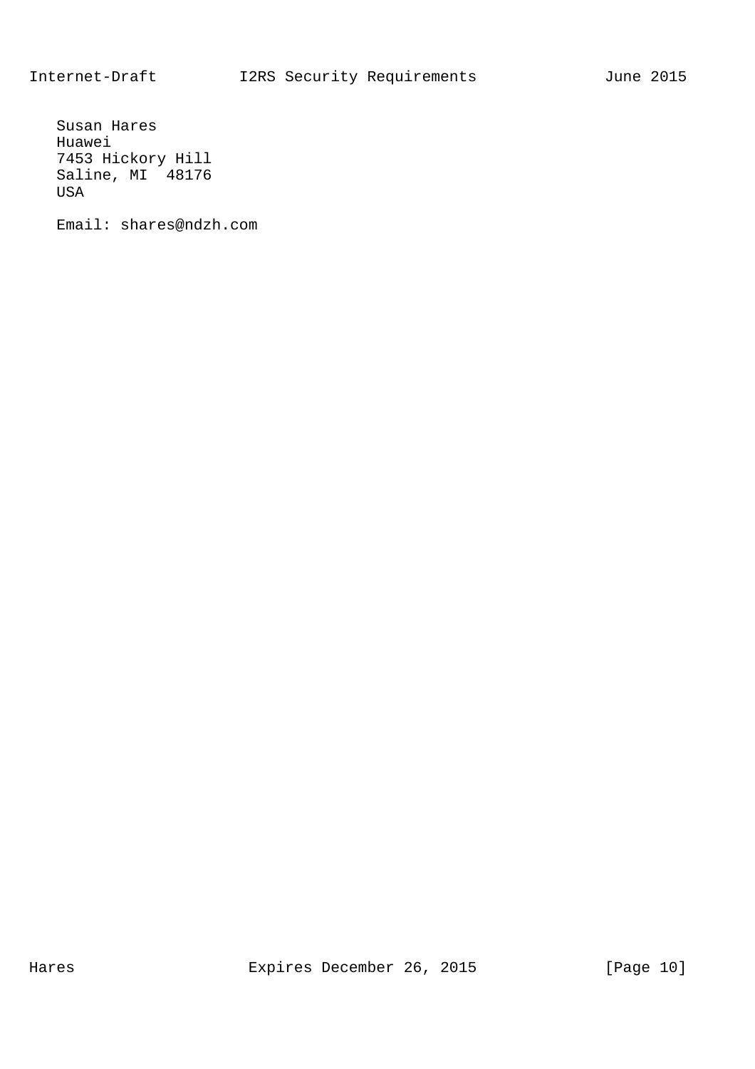Susan Hares
Huawei
7453 Hickory Hill
Saline, MI  48176
USA

Email: shares@ndzh.com